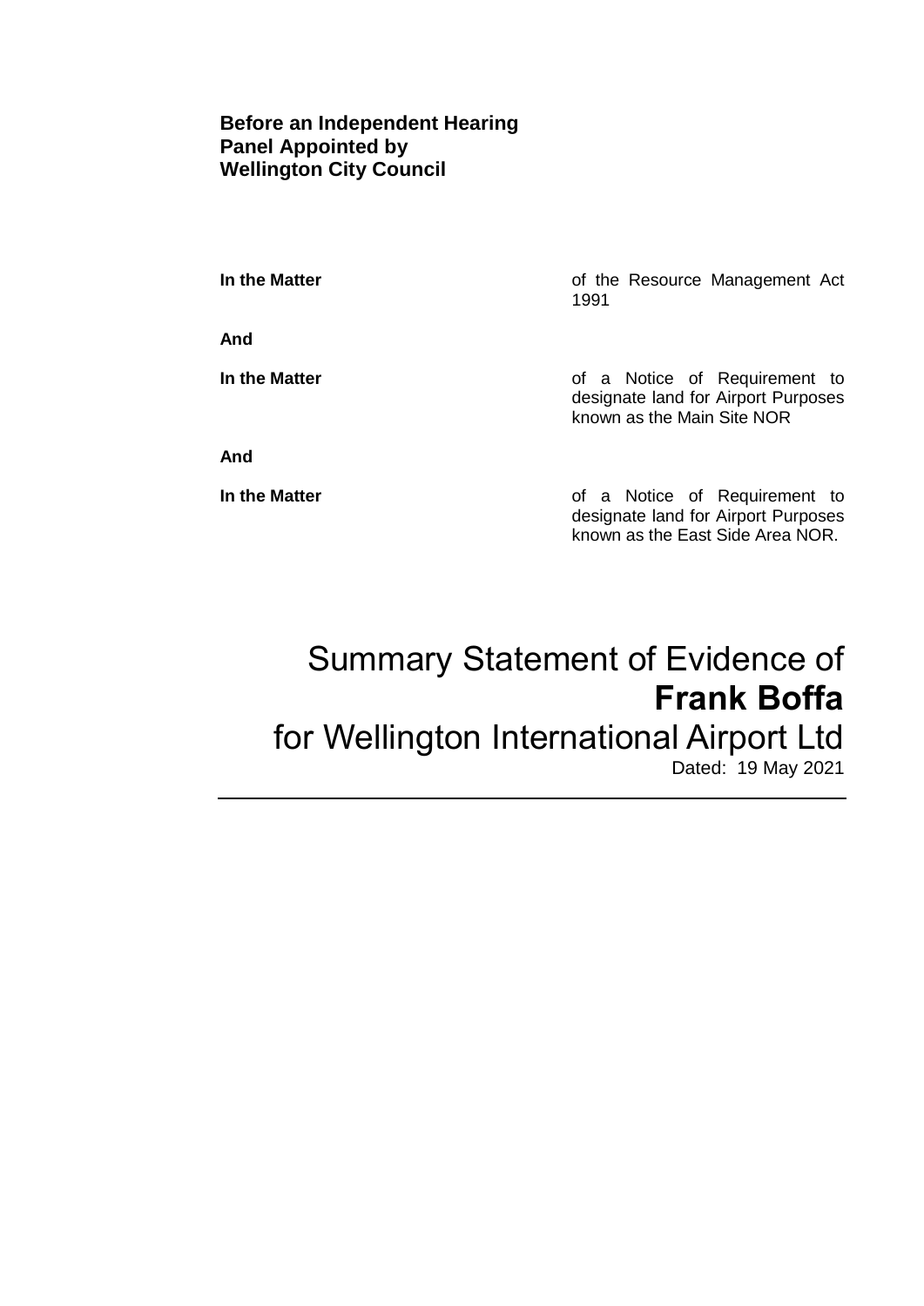**Before an Independent Hearing Panel Appointed by Wellington City Council**

| | |
|---|---|
| **In the Matter** | of the Resource Management Act 1991 |
| **And** | |
| **In the Matter** | of a Notice of Requirement to designate land for Airport Purposes known as the Main Site NOR |
| **And** | |
| **In the Matter** | of a Notice of Requirement to designate land for Airport Purposes known as the East Side Area NOR. |

# Summary Statement of Evidence of **Frank Boffa** for Wellington International Airport Ltd

Dated: 19 May 2021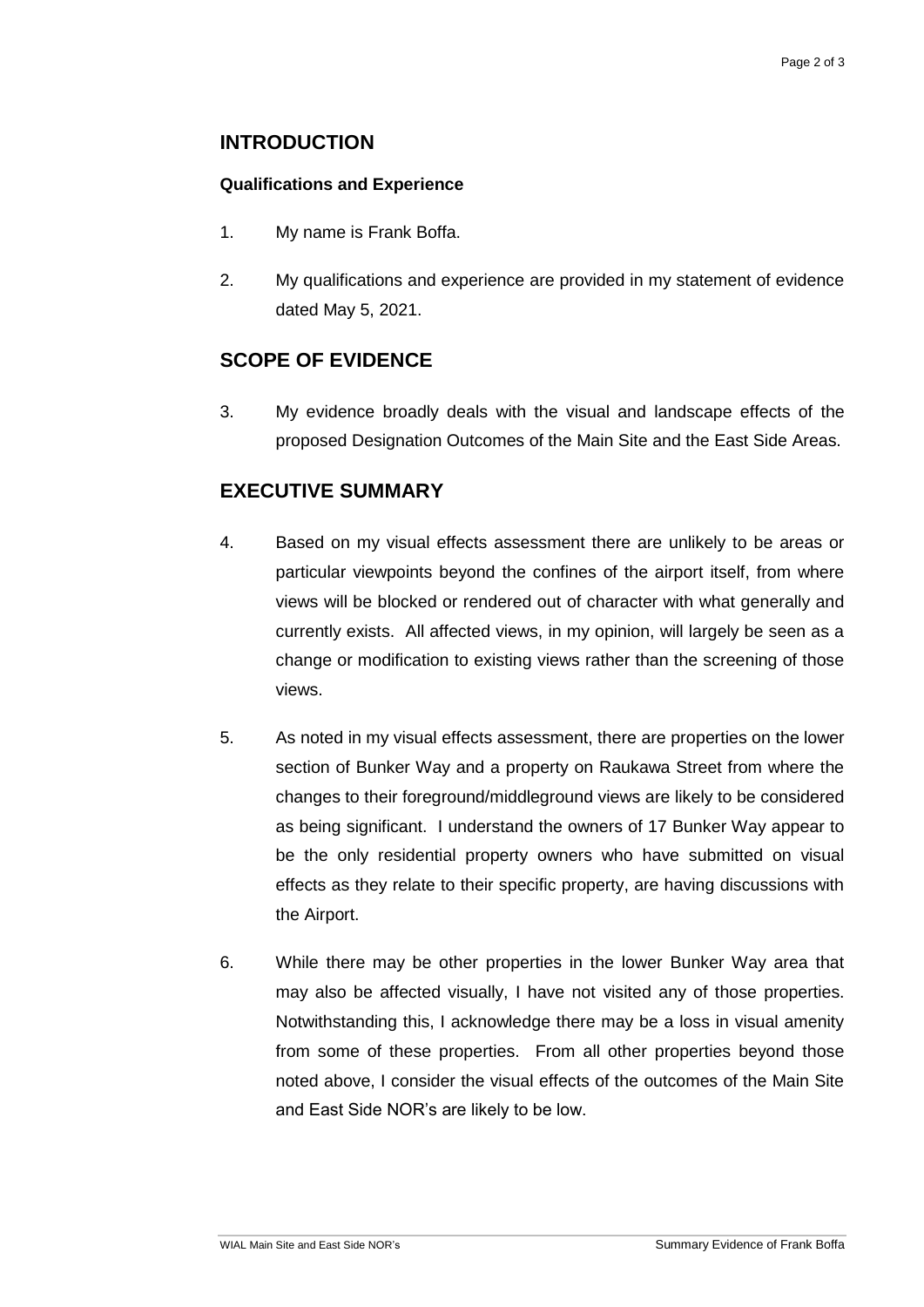## INTRODUCTION

### Qualifications and Experience

1. My name is Frank Boffa.

2. My qualifications and experience are provided in my statement of evidence dated May 5, 2021.

## SCOPE OF EVIDENCE

3. My evidence broadly deals with the visual and landscape effects of the proposed Designation Outcomes of the Main Site and the East Side Areas.

## EXECUTIVE SUMMARY

4. Based on my visual effects assessment there are unlikely to be areas or particular viewpoints beyond the confines of the airport itself, from where views will be blocked or rendered out of character with what generally and currently exists. All affected views, in my opinion, will largely be seen as a change or modification to existing views rather than the screening of those views.

5. As noted in my visual effects assessment, there are properties on the lower section of Bunker Way and a property on Raukawa Street from where the changes to their foreground/middleground views are likely to be considered as being significant. I understand the owners of 17 Bunker Way appear to be the only residential property owners who have submitted on visual effects as they relate to their specific property, are having discussions with the Airport.

6. While there may be other properties in the lower Bunker Way area that may also be affected visually, I have not visited any of those properties. Notwithstanding this, I acknowledge there may be a loss in visual amenity from some of these properties. From all other properties beyond those noted above, I consider the visual effects of the outcomes of the Main Site and East Side NOR's are likely to be low.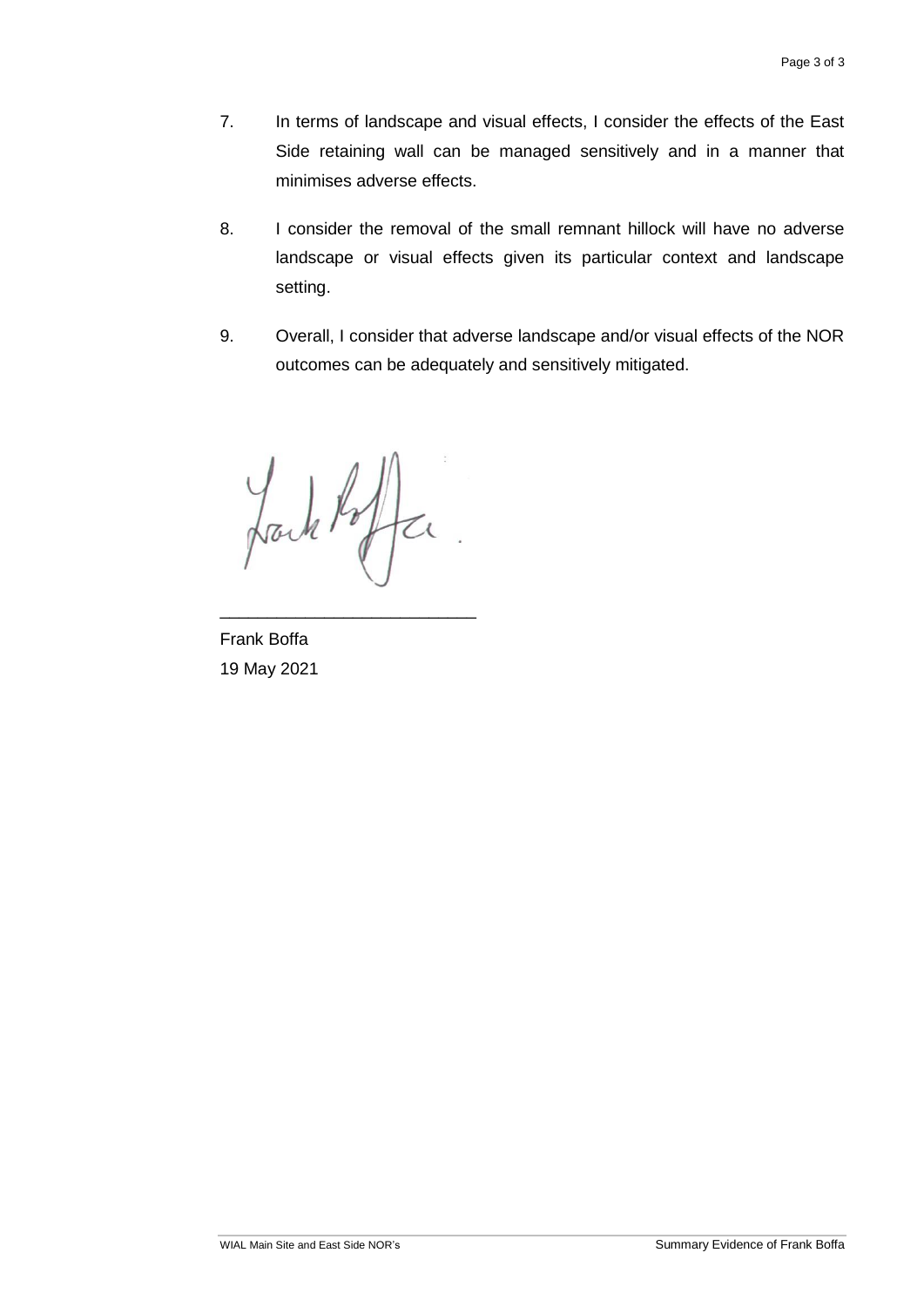7. In terms of landscape and visual effects, I consider the effects of the East Side retaining wall can be managed sensitively and in a manner that minimises adverse effects.

8. I consider the removal of the small remnant hillock will have no adverse landscape or visual effects given its particular context and landscape setting.

9. Overall, I consider that adverse landscape and/or visual effects of the NOR outcomes can be adequately and sensitively mitigated.

\_\_\_\_\_\_\_\_\_\_\_\_\_\_\_\_\_\_\_\_\_\_\_\_\_\_\_

Frank Boffa
19 May 2021